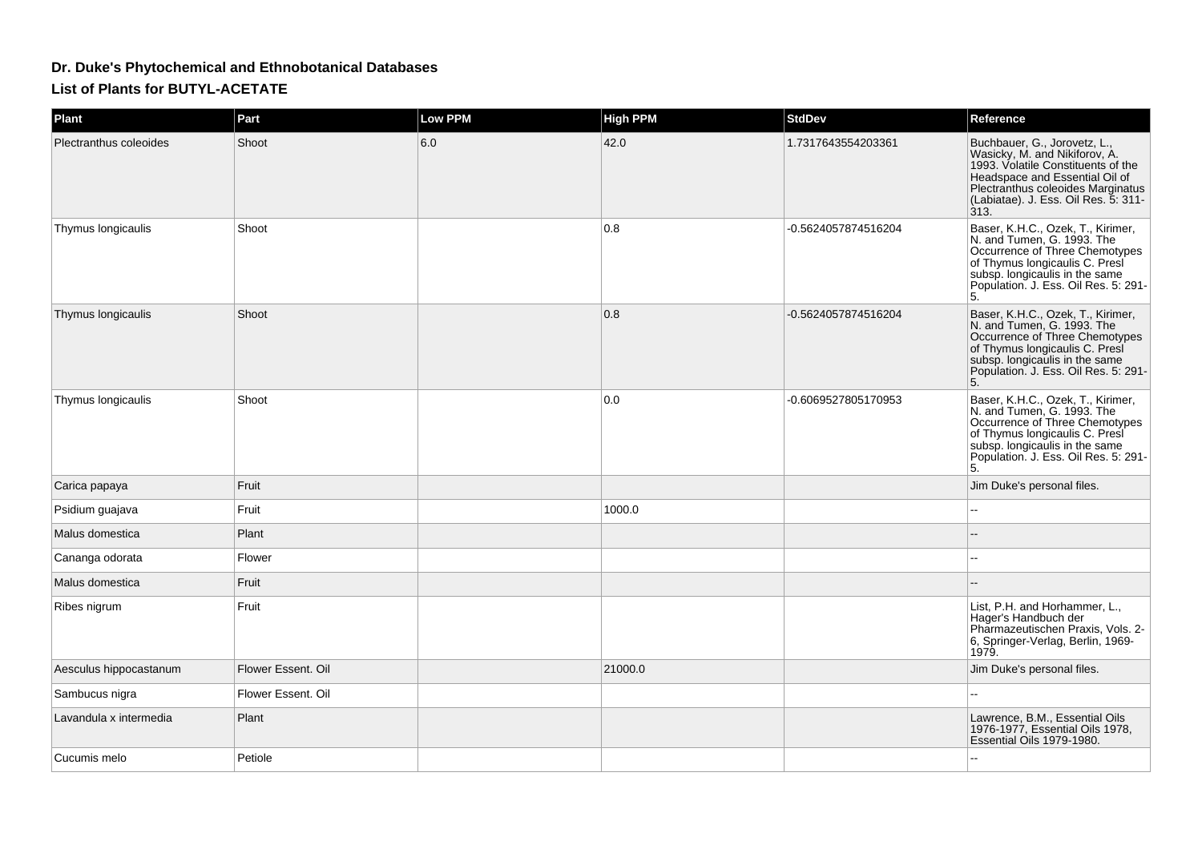# Dr. Duke's Phytochemical and Ethnobotanical Databases

## List of Plants for BUTYL-ACETATE

| Plant | Part | Low PPM | High PPM | StdDev | Reference |
| --- | --- | --- | --- | --- | --- |
| Plectranthus coleoides | Shoot | 6.0 | 42.0 | 1.7317643554203361 | Buchbauer, G., Jorovetz, L., Wasicky, M. and Nikiforov, A. 1993. Volatile Constituents of the Headspace and Essential Oil of Plectranthus coleoides Marginatus (Labiatae). J. Ess. Oil Res. 5: 311-313. |
| Thymus longicaulis | Shoot | | 0.8 | -0.5624057874516204 | Baser, K.H.C., Ozek, T., Kirimer, N. and Tumen, G. 1993. The Occurrence of Three Chemotypes of Thymus longicaulis C. Presl subsp. longicaulis in the same Population. J. Ess. Oil Res. 5: 291-5. |
| Thymus longicaulis | Shoot | | 0.8 | -0.5624057874516204 | Baser, K.H.C., Ozek, T., Kirimer, N. and Tumen, G. 1993. The Occurrence of Three Chemotypes of Thymus longicaulis C. Presl subsp. longicaulis in the same Population. J. Ess. Oil Res. 5: 291-5. |
| Thymus longicaulis | Shoot | | 0.0 | -0.6069527805170953 | Baser, K.H.C., Ozek, T., Kirimer, N. and Tumen, G. 1993. The Occurrence of Three Chemotypes of Thymus longicaulis C. Presl subsp. longicaulis in the same Population. J. Ess. Oil Res. 5: 291-5. |
| Carica papaya | Fruit | | | | Jim Duke's personal files. |
| Psidium guajava | Fruit | | 1000.0 | | -- |
| Malus domestica | Plant | | | | -- |
| Cananga odorata | Flower | | | | -- |
| Malus domestica | Fruit | | | | -- |
| Ribes nigrum | Fruit | | | | List, P.H. and Horhammer, L., Hager's Handbuch der Pharmazeutischen Praxis, Vols. 2-6, Springer-Verlag, Berlin, 1969-1979. |
| Aesculus hippocastanum | Flower Essent. Oil | | 21000.0 | | Jim Duke's personal files. |
| Sambucus nigra | Flower Essent. Oil | | | | -- |
| Lavandula x intermedia | Plant | | | | Lawrence, B.M., Essential Oils 1976-1977, Essential Oils 1978, Essential Oils 1979-1980. |
| Cucumis melo | Petiole | | | | -- |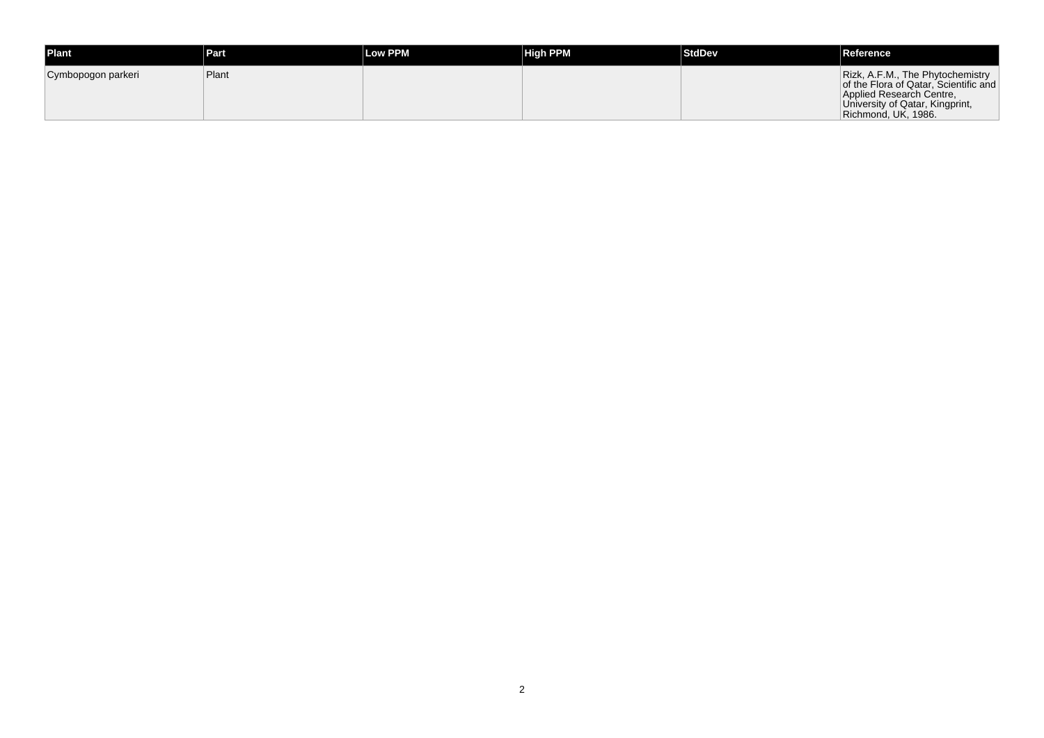| Plant | Part | Low PPM | High PPM | StdDev | Reference |
| --- | --- | --- | --- | --- | --- |
| Cymbopogon parkeri | Plant | | | | Rizk, A.F.M., The Phytochemistry of the Flora of Qatar, Scientific and Applied Research Centre, University of Qatar, Kingprint, Richmond, UK, 1986. |